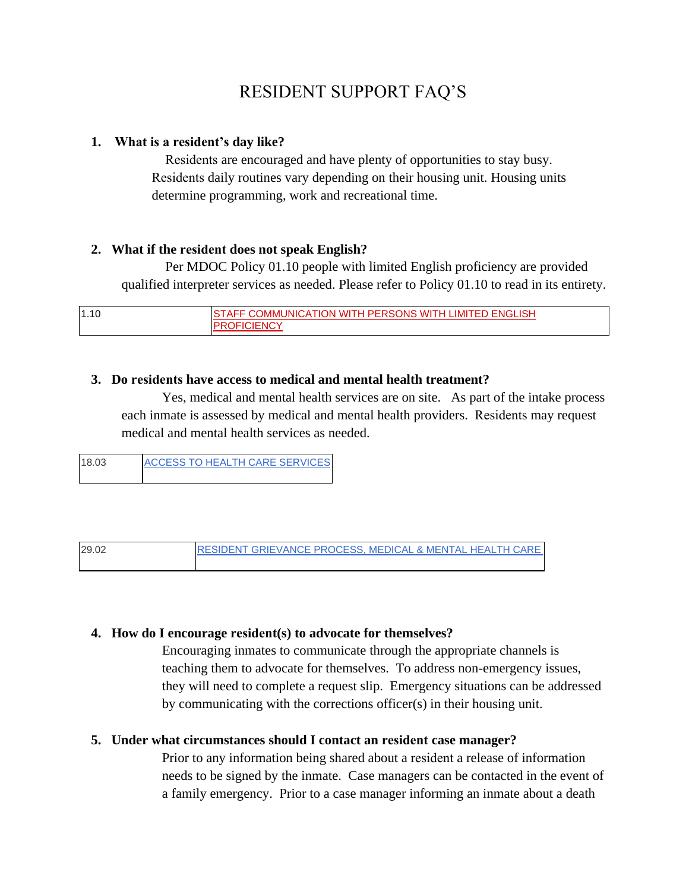# RESIDENT SUPPORT FAQ'S

1. **What is a resident's day like?**

   Residents are encouraged and have plenty of opportunities to stay busy. Residents daily routines vary depending on their housing unit. Housing units determine programming, work and recreational time.

2. **What if the resident does not speak English?**

   Per MDOC Policy 01.10 people with limited English proficiency are provided qualified interpreter services as needed. Please refer to Policy 01.10 to read in its entirety.

| 1.10 | STAFF COMMUNICATION WITH PERSONS WITH LIMITED ENGLISH PROFICIENCY |
|---|---|

3. **Do residents have access to medical and mental health treatment?**

   Yes, medical and mental health services are on site. As part of the intake process each inmate is assessed by medical and mental health providers. Residents may request medical and mental health services as needed.

| 18.03 | ACCESS TO HEALTH CARE SERVICES |
|---|---|

| 29.02 | RESIDENT GRIEVANCE PROCESS, MEDICAL & MENTAL HEALTH CARE |
|---|---|

4. **How do I encourage resident(s) to advocate for themselves?**

   Encouraging inmates to communicate through the appropriate channels is teaching them to advocate for themselves. To address non-emergency issues, they will need to complete a request slip. Emergency situations can be addressed by communicating with the corrections officer(s) in their housing unit.

5. **Under what circumstances should I contact an resident case manager?**

   Prior to any information being shared about a resident a release of information needs to be signed by the inmate. Case managers can be contacted in the event of a family emergency. Prior to a case manager informing an inmate about a death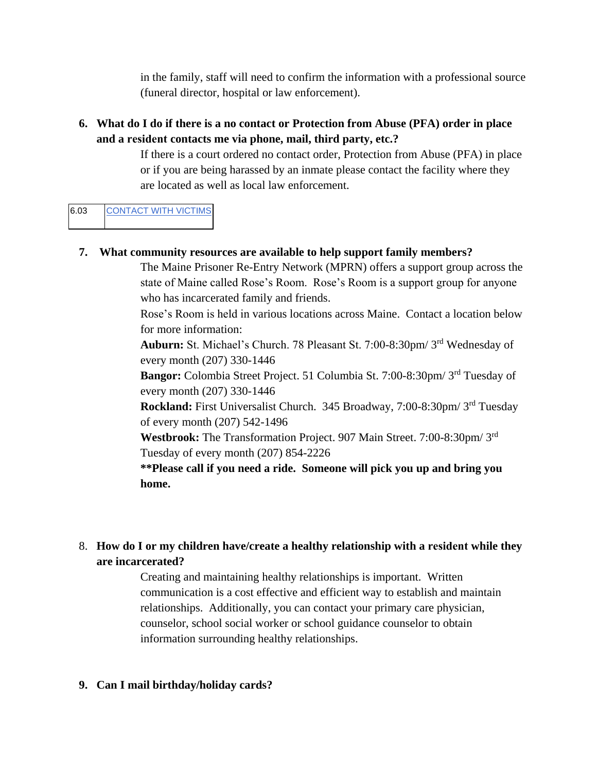in the family, staff will need to confirm the information with a professional source (funeral director, hospital or law enforcement).

6. **What do I do if there is a no contact or Protection from Abuse (PFA) order in place and a resident contacts me via phone, mail, third party, etc.?**

   If there is a court ordered no contact order, Protection from Abuse (PFA) in place or if you are being harassed by an inmate please contact the facility where they are located as well as local law enforcement.

| 6.03 | CONTACT WITH VICTIMS |
|---|---|

7. **What community resources are available to help support family members?**

   The Maine Prisoner Re-Entry Network (MPRN) offers a support group across the state of Maine called Rose's Room. Rose's Room is a support group for anyone who has incarcerated family and friends.

   Rose's Room is held in various locations across Maine. Contact a location below for more information:

   **Auburn:** St. Michael's Church. 78 Pleasant St. 7:00-8:30pm/ 3rd Wednesday of every month (207) 330-1446

   **Bangor:** Colombia Street Project. 51 Columbia St. 7:00-8:30pm/ 3rd Tuesday of every month (207) 330-1446

   **Rockland:** First Universalist Church. 345 Broadway, 7:00-8:30pm/ 3rd Tuesday of every month (207) 542-1496

   **Westbrook:** The Transformation Project. 907 Main Street. 7:00-8:30pm/ 3rd Tuesday of every month (207) 854-2226

   **\*\*Please call if you need a ride. Someone will pick you up and bring you home.**

8. **How do I or my children have/create a healthy relationship with a resident while they are incarcerated?**

   Creating and maintaining healthy relationships is important. Written communication is a cost effective and efficient way to establish and maintain relationships. Additionally, you can contact your primary care physician, counselor, school social worker or school guidance counselor to obtain information surrounding healthy relationships.

9. **Can I mail birthday/holiday cards?**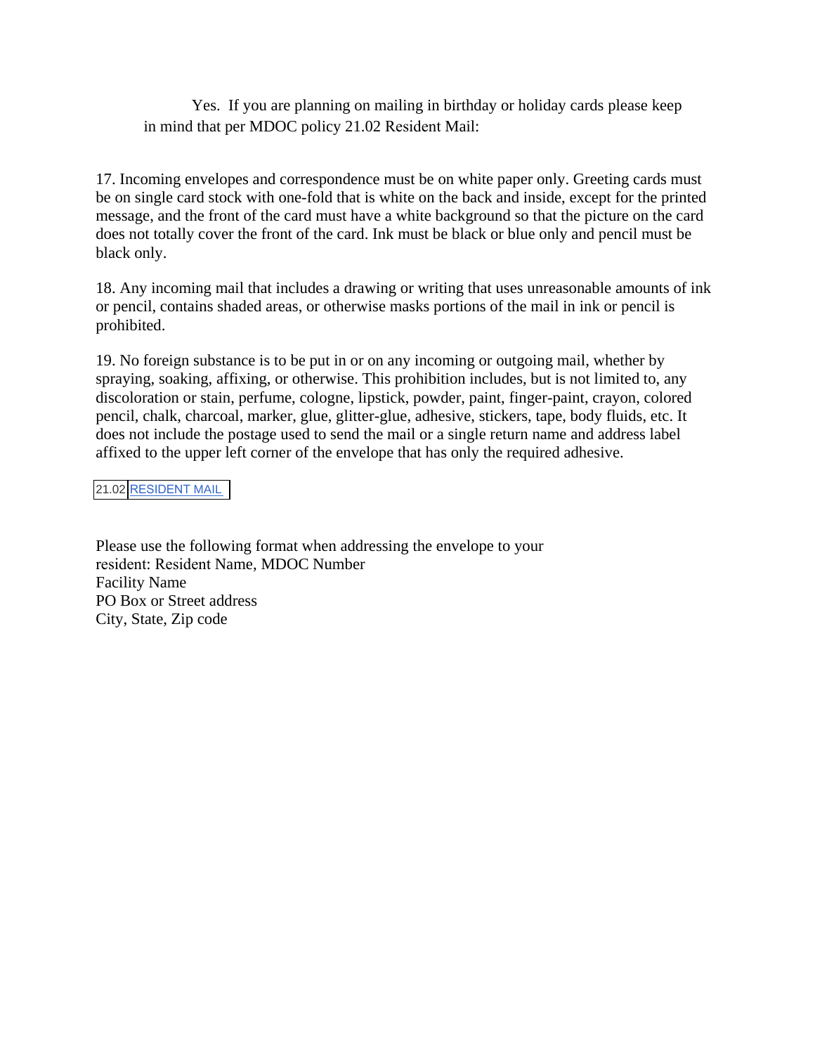Yes. If you are planning on mailing in birthday or holiday cards please keep in mind that per MDOC policy 21.02 Resident Mail:

17. Incoming envelopes and correspondence must be on white paper only. Greeting cards must be on single card stock with one-fold that is white on the back and inside, except for the printed message, and the front of the card must have a white background so that the picture on the card does not totally cover the front of the card. Ink must be black or blue only and pencil must be black only.

18. Any incoming mail that includes a drawing or writing that uses unreasonable amounts of ink or pencil, contains shaded areas, or otherwise masks portions of the mail in ink or pencil is prohibited.

19. No foreign substance is to be put in or on any incoming or outgoing mail, whether by spraying, soaking, affixing, or otherwise. This prohibition includes, but is not limited to, any discoloration or stain, perfume, cologne, lipstick, powder, paint, finger-paint, crayon, colored pencil, chalk, charcoal, marker, glue, glitter-glue, adhesive, stickers, tape, body fluids, etc. It does not include the postage used to send the mail or a single return name and address label affixed to the upper left corner of the envelope that has only the required adhesive.

| | |
|---|---|
| 21.02 | RESIDENT MAIL |

Please use the following format when addressing the envelope to your resident: Resident Name, MDOC Number
Facility Name
PO Box or Street address
City, State, Zip code